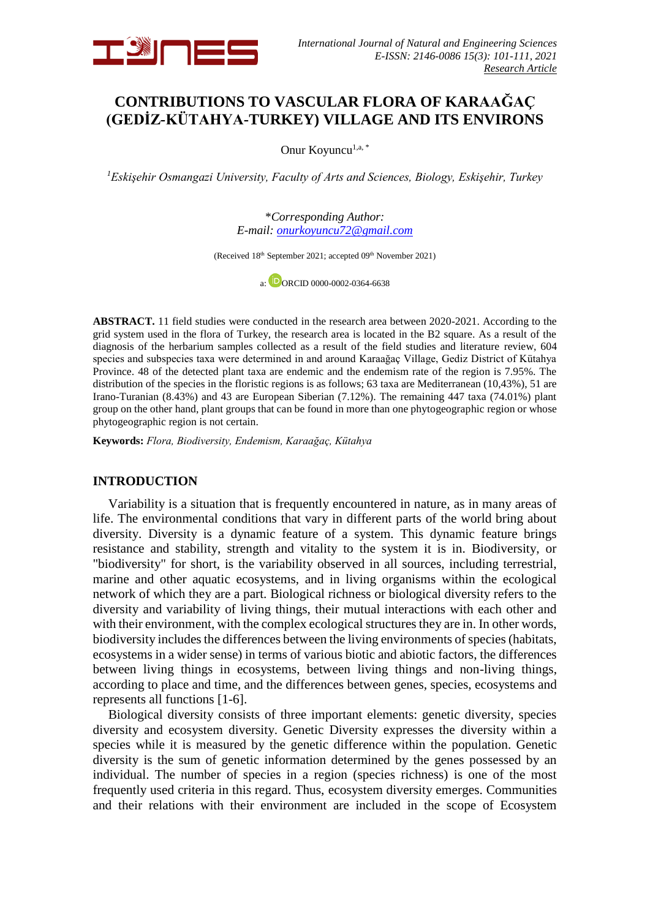# CONTRIBUTIONS TO VASCULAR FLORA OF KARAAĞAÇ (GEDİZ-KÜTAHYA-TURKEY) VILLAGE AND ITS ENVIRONS

Onur Koyuncu[1,a,*]

[1]*Eskişehir Osmangazi University, Faculty of Arts and Sciences, Biology, Eskişehir, Turkey*

*\*Corresponding Author:*
*E-mail: onurkoyuncu72@gmail.com*

(Received 18th September 2021; accepted 09th November 2021)

a: ORCID 0000-0002-0364-6638

**ABSTRACT.** 11 field studies were conducted in the research area between 2020-2021. According to the grid system used in the flora of Turkey, the research area is located in the B2 square. As a result of the diagnosis of the herbarium samples collected as a result of the field studies and literature review, 604 species and subspecies taxa were determined in and around Karaağaç Village, Gediz District of Kütahya Province. 48 of the detected plant taxa are endemic and the endemism rate of the region is 7.95%. The distribution of the species in the floristic regions is as follows; 63 taxa are Mediterranean (10,43%), 51 are Irano-Turanian (8.43%) and 43 are European Siberian (7.12%). The remaining 447 taxa (74.01%) plant group on the other hand, plant groups that can be found in more than one phytogeographic region or whose phytogeographic region is not certain.

**Keywords:** *Flora, Biodiversity, Endemism, Karaağaç, Kütahya*

## INTRODUCTION

Variability is a situation that is frequently encountered in nature, as in many areas of life. The environmental conditions that vary in different parts of the world bring about diversity. Diversity is a dynamic feature of a system. This dynamic feature brings resistance and stability, strength and vitality to the system it is in. Biodiversity, or "biodiversity" for short, is the variability observed in all sources, including terrestrial, marine and other aquatic ecosystems, and in living organisms within the ecological network of which they are a part. Biological richness or biological diversity refers to the diversity and variability of living things, their mutual interactions with each other and with their environment, with the complex ecological structures they are in. In other words, biodiversity includes the differences between the living environments of species (habitats, ecosystems in a wider sense) in terms of various biotic and abiotic factors, the differences between living things in ecosystems, between living things and non-living things, according to place and time, and the differences between genes, species, ecosystems and represents all functions [1-6].

Biological diversity consists of three important elements: genetic diversity, species diversity and ecosystem diversity. Genetic Diversity expresses the diversity within a species while it is measured by the genetic difference within the population. Genetic diversity is the sum of genetic information determined by the genes possessed by an individual. The number of species in a region (species richness) is one of the most frequently used criteria in this regard. Thus, ecosystem diversity emerges. Communities and their relations with their environment are included in the scope of Ecosystem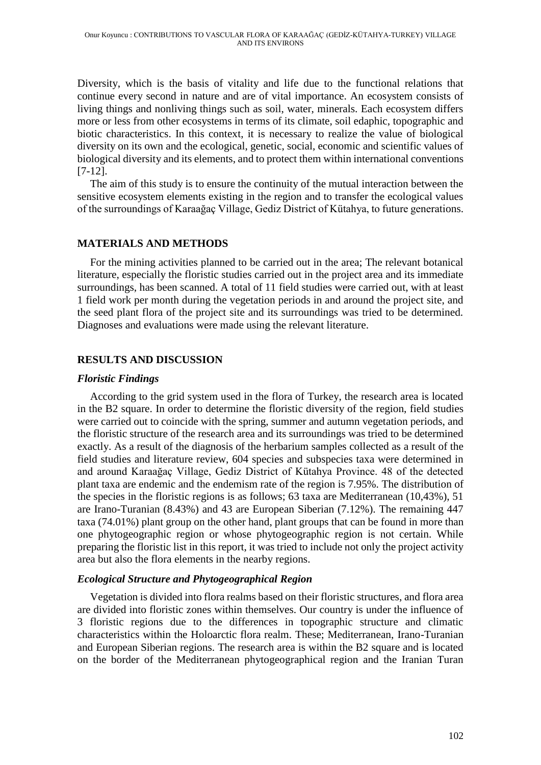Diversity, which is the basis of vitality and life due to the functional relations that continue every second in nature and are of vital importance. An ecosystem consists of living things and nonliving things such as soil, water, minerals. Each ecosystem differs more or less from other ecosystems in terms of its climate, soil edaphic, topographic and biotic characteristics. In this context, it is necessary to realize the value of biological diversity on its own and the ecological, genetic, social, economic and scientific values of biological diversity and its elements, and to protect them within international conventions [7-12].

The aim of this study is to ensure the continuity of the mutual interaction between the sensitive ecosystem elements existing in the region and to transfer the ecological values of the surroundings of Karaağaç Village, Gediz District of Kütahya, to future generations.

## MATERIALS AND METHODS

For the mining activities planned to be carried out in the area; The relevant botanical literature, especially the floristic studies carried out in the project area and its immediate surroundings, has been scanned. A total of 11 field studies were carried out, with at least 1 field work per month during the vegetation periods in and around the project site, and the seed plant flora of the project site and its surroundings was tried to be determined. Diagnoses and evaluations were made using the relevant literature.

## RESULTS AND DISCUSSION

### *Floristic Findings*

According to the grid system used in the flora of Turkey, the research area is located in the B2 square. In order to determine the floristic diversity of the region, field studies were carried out to coincide with the spring, summer and autumn vegetation periods, and the floristic structure of the research area and its surroundings was tried to be determined exactly. As a result of the diagnosis of the herbarium samples collected as a result of the field studies and literature review, 604 species and subspecies taxa were determined in and around Karaağaç Village, Gediz District of Kütahya Province. 48 of the detected plant taxa are endemic and the endemism rate of the region is 7.95%. The distribution of the species in the floristic regions is as follows; 63 taxa are Mediterranean (10,43%), 51 are Irano-Turanian (8.43%) and 43 are European Siberian (7.12%). The remaining 447 taxa (74.01%) plant group on the other hand, plant groups that can be found in more than one phytogeographic region or whose phytogeographic region is not certain. While preparing the floristic list in this report, it was tried to include not only the project activity area but also the flora elements in the nearby regions.

### *Ecological Structure and Phytogeographical Region*

Vegetation is divided into flora realms based on their floristic structures, and flora area are divided into floristic zones within themselves. Our country is under the influence of 3 floristic regions due to the differences in topographic structure and climatic characteristics within the Holoarctic flora realm. These; Mediterranean, Irano-Turanian and European Siberian regions. The research area is within the B2 square and is located on the border of the Mediterranean phytogeographical region and the Iranian Turan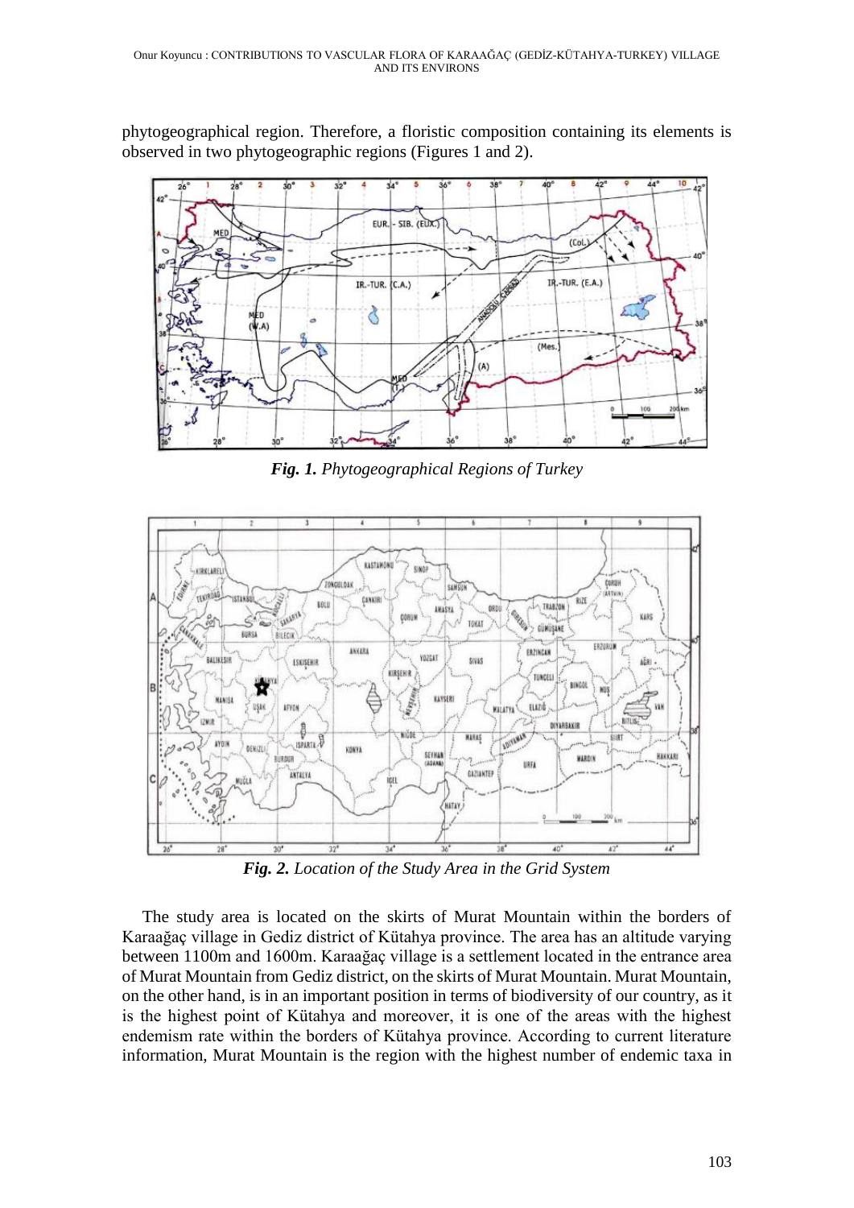phytogeographical region. Therefore, a floristic composition containing its elements is observed in two phytogeographic regions (Figures 1 and 2).

***Fig. 1.*** *Phytogeographical Regions of Turkey*

***Fig. 2.*** *Location of the Study Area in the Grid System*

The study area is located on the skirts of Murat Mountain within the borders of Karaağaç village in Gediz district of Kütahya province. The area has an altitude varying between 1100m and 1600m. Karaağaç village is a settlement located in the entrance area of Murat Mountain from Gediz district, on the skirts of Murat Mountain. Murat Mountain, on the other hand, is in an important position in terms of biodiversity of our country, as it is the highest point of Kütahya and moreover, it is one of the areas with the highest endemism rate within the borders of Kütahya province. According to current literature information, Murat Mountain is the region with the highest number of endemic taxa in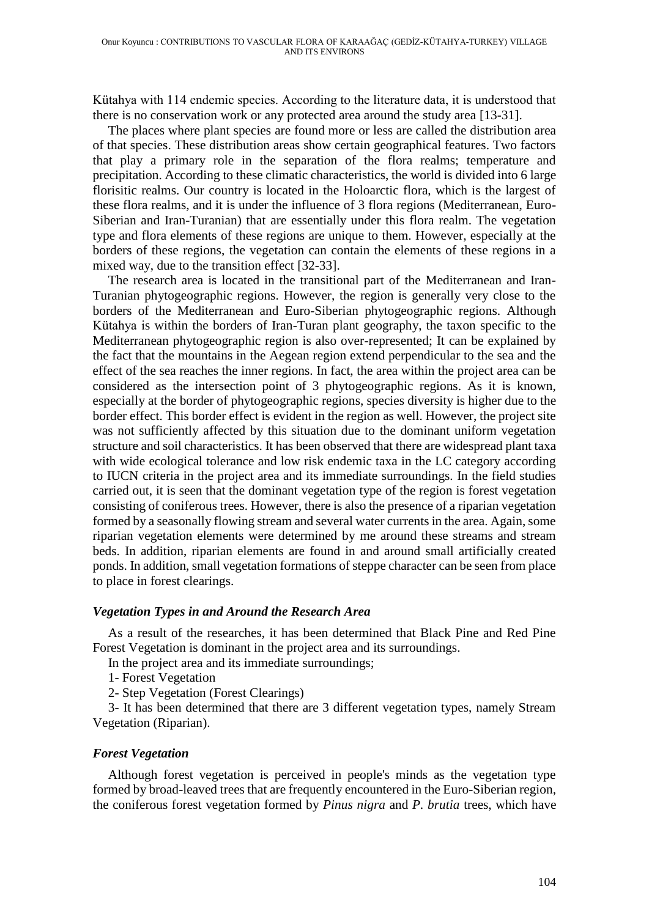Kütahya with 114 endemic species. According to the literature data, it is understood that there is no conservation work or any protected area around the study area [13-31].

The places where plant species are found more or less are called the distribution area of that species. These distribution areas show certain geographical features. Two factors that play a primary role in the separation of the flora realms; temperature and precipitation. According to these climatic characteristics, the world is divided into 6 large florisitic realms. Our country is located in the Holoarctic flora, which is the largest of these flora realms, and it is under the influence of 3 flora regions (Mediterranean, Euro-Siberian and Iran-Turanian) that are essentially under this flora realm. The vegetation type and flora elements of these regions are unique to them. However, especially at the borders of these regions, the vegetation can contain the elements of these regions in a mixed way, due to the transition effect [32-33].

The research area is located in the transitional part of the Mediterranean and Iran-Turanian phytogeographic regions. However, the region is generally very close to the borders of the Mediterranean and Euro-Siberian phytogeographic regions. Although Kütahya is within the borders of Iran-Turan plant geography, the taxon specific to the Mediterranean phytogeographic region is also over-represented; It can be explained by the fact that the mountains in the Aegean region extend perpendicular to the sea and the effect of the sea reaches the inner regions. In fact, the area within the project area can be considered as the intersection point of 3 phytogeographic regions. As it is known, especially at the border of phytogeographic regions, species diversity is higher due to the border effect. This border effect is evident in the region as well. However, the project site was not sufficiently affected by this situation due to the dominant uniform vegetation structure and soil characteristics. It has been observed that there are widespread plant taxa with wide ecological tolerance and low risk endemic taxa in the LC category according to IUCN criteria in the project area and its immediate surroundings. In the field studies carried out, it is seen that the dominant vegetation type of the region is forest vegetation consisting of coniferous trees. However, there is also the presence of a riparian vegetation formed by a seasonally flowing stream and several water currents in the area. Again, some riparian vegetation elements were determined by me around these streams and stream beds. In addition, riparian elements are found in and around small artificially created ponds. In addition, small vegetation formations of steppe character can be seen from place to place in forest clearings.

### *Vegetation Types in and Around the Research Area*

As a result of the researches, it has been determined that Black Pine and Red Pine Forest Vegetation is dominant in the project area and its surroundings.

In the project area and its immediate surroundings;

1- Forest Vegetation

2- Step Vegetation (Forest Clearings)

3- It has been determined that there are 3 different vegetation types, namely Stream Vegetation (Riparian).

### *Forest Vegetation*

Although forest vegetation is perceived in people's minds as the vegetation type formed by broad-leaved trees that are frequently encountered in the Euro-Siberian region, the coniferous forest vegetation formed by *Pinus nigra* and *P. brutia* trees, which have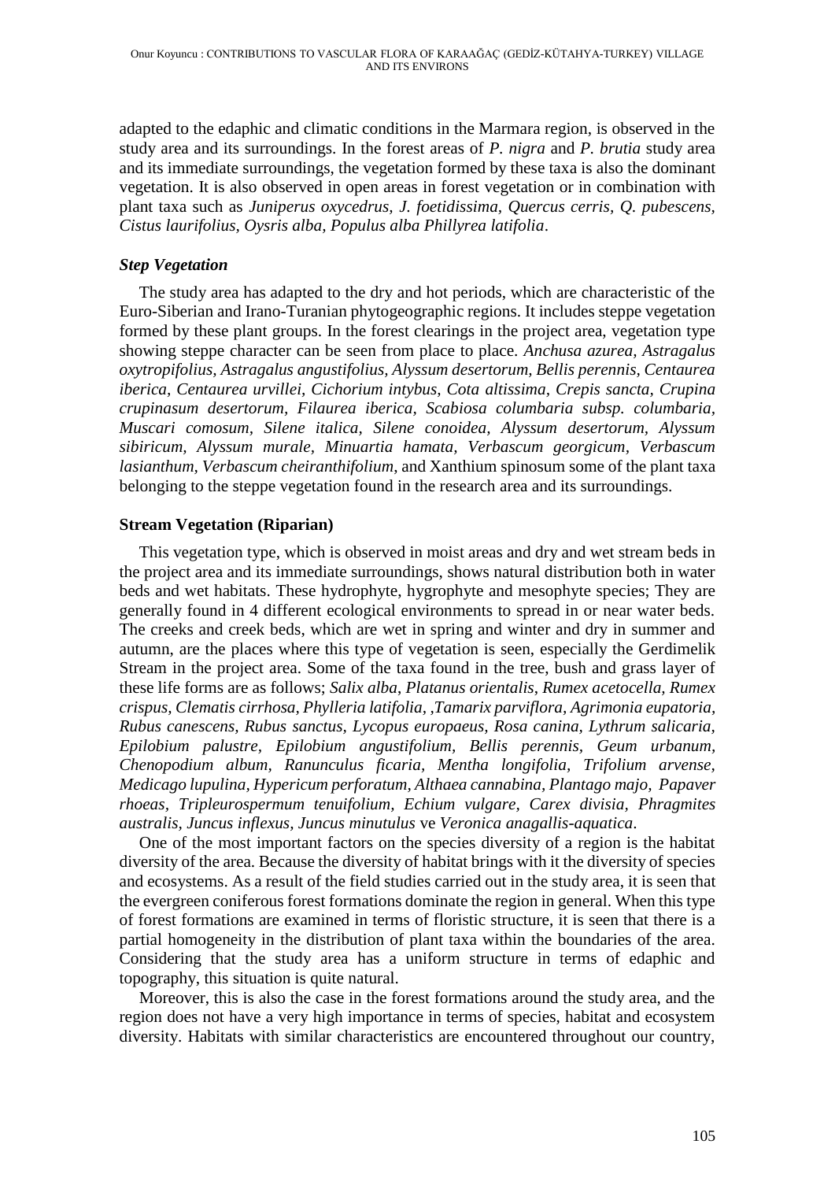adapted to the edaphic and climatic conditions in the Marmara region, is observed in the study area and its surroundings. In the forest areas of *P. nigra* and *P. brutia* study area and its immediate surroundings, the vegetation formed by these taxa is also the dominant vegetation. It is also observed in open areas in forest vegetation or in combination with plant taxa such as *Juniperus oxycedrus, J. foetidissima, Quercus cerris, Q. pubescens, Cistus laurifolius, Oysris alba, Populus alba Phillyrea latifolia*.

### *Step Vegetation*

The study area has adapted to the dry and hot periods, which are characteristic of the Euro-Siberian and Irano-Turanian phytogeographic regions. It includes steppe vegetation formed by these plant groups. In the forest clearings in the project area, vegetation type showing steppe character can be seen from place to place. *Anchusa azurea, Astragalus oxytropifolius, Astragalus angustifolius, Alyssum desertorum, Bellis perennis, Centaurea iberica, Centaurea urvillei, Cichorium intybus, Cota altissima, Crepis sancta, Crupina crupinasum desertorum, Filaurea iberica, Scabiosa columbaria subsp. columbaria, Muscari comosum, Silene italica, Silene conoidea, Alyssum desertorum, Alyssum sibiricum, Alyssum murale, Minuartia hamata, Verbascum georgicum, Verbascum lasianthum, Verbascum cheiranthifolium*, and Xanthium spinosum some of the plant taxa belonging to the steppe vegetation found in the research area and its surroundings.

### **Stream Vegetation (Riparian)**

This vegetation type, which is observed in moist areas and dry and wet stream beds in the project area and its immediate surroundings, shows natural distribution both in water beds and wet habitats. These hydrophyte, hygrophyte and mesophyte species; They are generally found in 4 different ecological environments to spread in or near water beds. The creeks and creek beds, which are wet in spring and winter and dry in summer and autumn, are the places where this type of vegetation is seen, especially the Gerdimelik Stream in the project area. Some of the taxa found in the tree, bush and grass layer of these life forms are as follows; *Salix alba, Platanus orientalis, Rumex acetocella, Rumex crispus, Clematis cirrhosa, Phylleria latifolia, ,Tamarix parviflora, Agrimonia eupatoria, Rubus canescens, Rubus sanctus, Lycopus europaeus, Rosa canina, Lythrum salicaria, Epilobium palustre, Epilobium angustifolium, Bellis perennis, Geum urbanum, Chenopodium album, Ranunculus ficaria, Mentha longifolia, Trifolium arvense, Medicago lupulina, Hypericum perforatum, Althaea cannabina, Plantago majo, Papaver rhoeas, Tripleurospermum tenuifolium, Echium vulgare, Carex divisia, Phragmites australis, Juncus inflexus, Juncus minutulus* ve *Veronica anagallis-aquatica*.

One of the most important factors on the species diversity of a region is the habitat diversity of the area. Because the diversity of habitat brings with it the diversity of species and ecosystems. As a result of the field studies carried out in the study area, it is seen that the evergreen coniferous forest formations dominate the region in general. When this type of forest formations are examined in terms of floristic structure, it is seen that there is a partial homogeneity in the distribution of plant taxa within the boundaries of the area. Considering that the study area has a uniform structure in terms of edaphic and topography, this situation is quite natural.

Moreover, this is also the case in the forest formations around the study area, and the region does not have a very high importance in terms of species, habitat and ecosystem diversity. Habitats with similar characteristics are encountered throughout our country,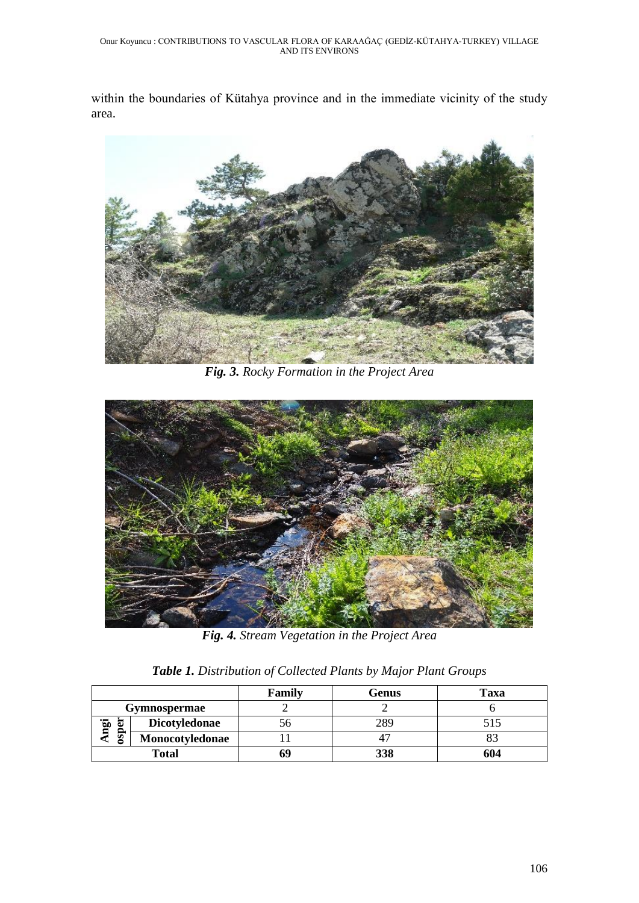within the boundaries of Kütahya province and in the immediate vicinity of the study area.

***Fig. 3.*** *Rocky Formation in the Project Area*

***Fig. 4.*** *Stream Vegetation in the Project Area*

***Table 1.*** *Distribution of Collected Plants by Major Plant Groups*

| | | Family | Genus | Taxa |
|---|---|---|---|---|
| Gymnospermae | | 2 | 2 | 6 |
| Angiosper | Dicotyledonae | 56 | 289 | 515 |
| | Monocotyledonae | 11 | 47 | 83 |
| **Total** | | **69** | **338** | **604** |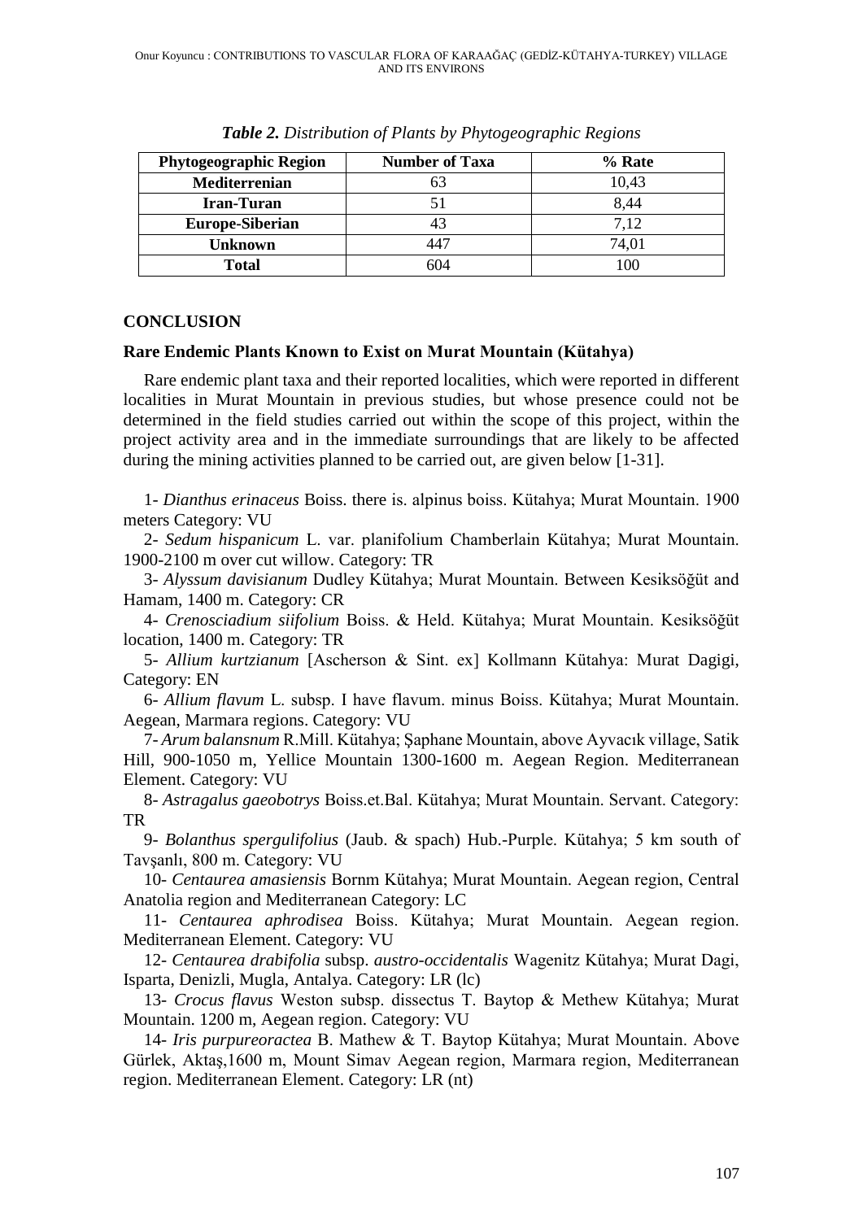*Table 2. Distribution of Plants by Phytogeographic Regions*

| Phytogeographic Region | Number of Taxa | % Rate |
|---|---|---|
| **Mediterrenian** | 63 | 10,43 |
| **Iran-Turan** | 51 | 8,44 |
| **Europe-Siberian** | 43 | 7,12 |
| **Unknown** | 447 | 74,01 |
| **Total** | 604 | 100 |

## CONCLUSION

### Rare Endemic Plants Known to Exist on Murat Mountain (Kütahya)

Rare endemic plant taxa and their reported localities, which were reported in different localities in Murat Mountain in previous studies, but whose presence could not be determined in the field studies carried out within the scope of this project, within the project activity area and in the immediate surroundings that are likely to be affected during the mining activities planned to be carried out, are given below [1-31].

1- *Dianthus erinaceus* Boiss. there is. alpinus boiss. Kütahya; Murat Mountain. 1900 meters Category: VU

2- *Sedum hispanicum* L. var. planifolium Chamberlain Kütahya; Murat Mountain. 1900-2100 m over cut willow. Category: TR

3- *Alyssum davisianum* Dudley Kütahya; Murat Mountain. Between Kesiksöğüt and Hamam, 1400 m. Category: CR

4- *Crenosciadium siifolium* Boiss. & Held. Kütahya; Murat Mountain. Kesiksöğüt location, 1400 m. Category: TR

5- *Allium kurtzianum* [Ascherson & Sint. ex] Kollmann Kütahya: Murat Dagigi, Category: EN

6- *Allium flavum* L. subsp. I have flavum. minus Boiss. Kütahya; Murat Mountain. Aegean, Marmara regions. Category: VU

7- *Arum balansnum* R.Mill. Kütahya; Şaphane Mountain, above Ayvacık village, Satik Hill, 900-1050 m, Yellice Mountain 1300-1600 m. Aegean Region. Mediterranean Element. Category: VU

8- *Astragalus gaeobotrys* Boiss.et.Bal. Kütahya; Murat Mountain. Servant. Category: TR

9- *Bolanthus spergulifolius* (Jaub. & spach) Hub.-Purple. Kütahya; 5 km south of Tavşanlı, 800 m. Category: VU

10- *Centaurea amasiensis* Bornm Kütahya; Murat Mountain. Aegean region, Central Anatolia region and Mediterranean Category: LC

11- *Centaurea aphrodisea* Boiss. Kütahya; Murat Mountain. Aegean region. Mediterranean Element. Category: VU

12- *Centaurea drabifolia* subsp. *austro-occidentalis* Wagenitz Kütahya; Murat Dagi, Isparta, Denizli, Mugla, Antalya. Category: LR (lc)

13- *Crocus flavus* Weston subsp. dissectus T. Baytop & Methew Kütahya; Murat Mountain. 1200 m, Aegean region. Category: VU

14- *Iris purpureoractea* B. Mathew & T. Baytop Kütahya; Murat Mountain. Above Gürlek, Aktaş,1600 m, Mount Simav Aegean region, Marmara region, Mediterranean region. Mediterranean Element. Category: LR (nt)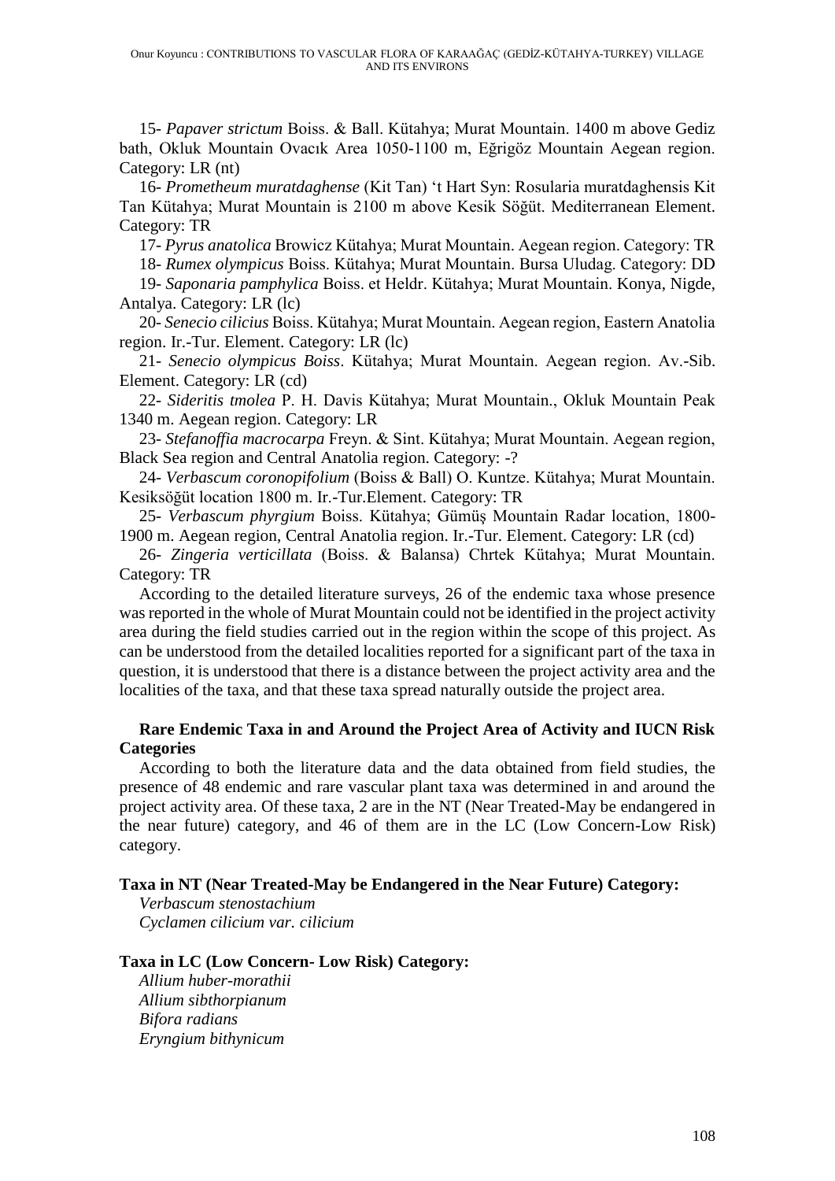15- *Papaver strictum* Boiss. & Ball. Kütahya; Murat Mountain. 1400 m above Gediz bath, Okluk Mountain Ovacık Area 1050-1100 m, Eğrigöz Mountain Aegean region. Category: LR (nt)

16- *Prometheum muratdaghense* (Kit Tan) 't Hart Syn: Rosularia muratdaghensis Kit Tan Kütahya; Murat Mountain is 2100 m above Kesik Söğüt. Mediterranean Element. Category: TR

17- *Pyrus anatolica* Browicz Kütahya; Murat Mountain. Aegean region. Category: TR

18- *Rumex olympicus* Boiss. Kütahya; Murat Mountain. Bursa Uludag. Category: DD

19- *Saponaria pamphylica* Boiss. et Heldr. Kütahya; Murat Mountain. Konya, Nigde, Antalya. Category: LR (lc)

20- *Senecio cilicius* Boiss. Kütahya; Murat Mountain. Aegean region, Eastern Anatolia region. Ir.-Tur. Element. Category: LR (lc)

21- *Senecio olympicus Boiss*. Kütahya; Murat Mountain. Aegean region. Av.-Sib. Element. Category: LR (cd)

22- *Sideritis tmolea* P. H. Davis Kütahya; Murat Mountain., Okluk Mountain Peak 1340 m. Aegean region. Category: LR

23- *Stefanoffia macrocarpa* Freyn. & Sint. Kütahya; Murat Mountain. Aegean region, Black Sea region and Central Anatolia region. Category: -?

24- *Verbascum coronopifolium* (Boiss & Ball) O. Kuntze. Kütahya; Murat Mountain. Kesiksöğüt location 1800 m. Ir.-Tur.Element. Category: TR

25- *Verbascum phyrgium* Boiss. Kütahya; Gümüş Mountain Radar location, 1800-1900 m. Aegean region, Central Anatolia region. Ir.-Tur. Element. Category: LR (cd)

26- *Zingeria verticillata* (Boiss. & Balansa) Chrtek Kütahya; Murat Mountain. Category: TR

According to the detailed literature surveys, 26 of the endemic taxa whose presence was reported in the whole of Murat Mountain could not be identified in the project activity area during the field studies carried out in the region within the scope of this project. As can be understood from the detailed localities reported for a significant part of the taxa in question, it is understood that there is a distance between the project activity area and the localities of the taxa, and that these taxa spread naturally outside the project area.

**Rare Endemic Taxa in and Around the Project Area of Activity and IUCN Risk Categories**

According to both the literature data and the data obtained from field studies, the presence of 48 endemic and rare vascular plant taxa was determined in and around the project activity area. Of these taxa, 2 are in the NT (Near Treated-May be endangered in the near future) category, and 46 of them are in the LC (Low Concern-Low Risk) category.

**Taxa in NT (Near Treated-May be Endangered in the Near Future) Category:**

*Verbascum stenostachium*
*Cyclamen cilicium var. cilicium*

**Taxa in LC (Low Concern- Low Risk) Category:**

*Allium huber-morathii*
*Allium sibthorpianum*
*Bifora radians*
*Eryngium bithynicum*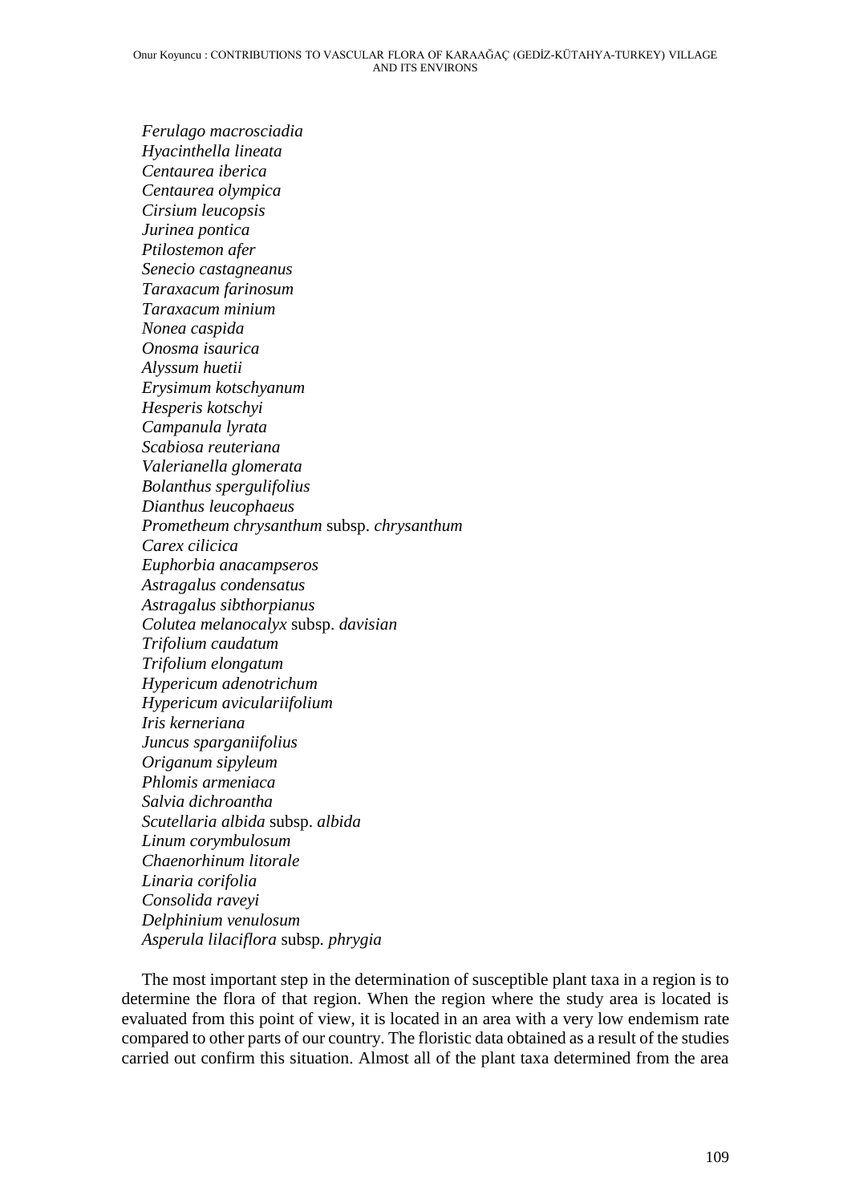*Ferulago macrosciadia*
*Hyacinthella lineata*
*Centaurea iberica*
*Centaurea olympica*
*Cirsium leucopsis*
*Jurinea pontica*
*Ptilostemon afer*
*Senecio castagneanus*
*Taraxacum farinosum*
*Taraxacum minium*
*Nonea caspida*
*Onosma isaurica*
*Alyssum huetii*
*Erysimum kotschyanum*
*Hesperis kotschyi*
*Campanula lyrata*
*Scabiosa reuteriana*
*Valerianella glomerata*
*Bolanthus spergulifolius*
*Dianthus leucophaeus*
*Prometheum chrysanthum* subsp. *chrysanthum*
*Carex cilicica*
*Euphorbia anacampseros*
*Astragalus condensatus*
*Astragalus sibthorpianus*
*Colutea melanocalyx* subsp. *davisian*
*Trifolium caudatum*
*Trifolium elongatum*
*Hypericum adenotrichum*
*Hypericum aviculariifolium*
*Iris kerneriana*
*Juncus sparganiifolius*
*Origanum sipyleum*
*Phlomis armeniaca*
*Salvia dichroantha*
*Scutellaria albida* subsp. *albida*
*Linum corymbulosum*
*Chaenorhinum litorale*
*Linaria corifolia*
*Consolida raveyi*
*Delphinium venulosum*
*Asperula lilaciflora* subsp. *phrygia*

The most important step in the determination of susceptible plant taxa in a region is to determine the flora of that region. When the region where the study area is located is evaluated from this point of view, it is located in an area with a very low endemism rate compared to other parts of our country. The floristic data obtained as a result of the studies carried out confirm this situation. Almost all of the plant taxa determined from the area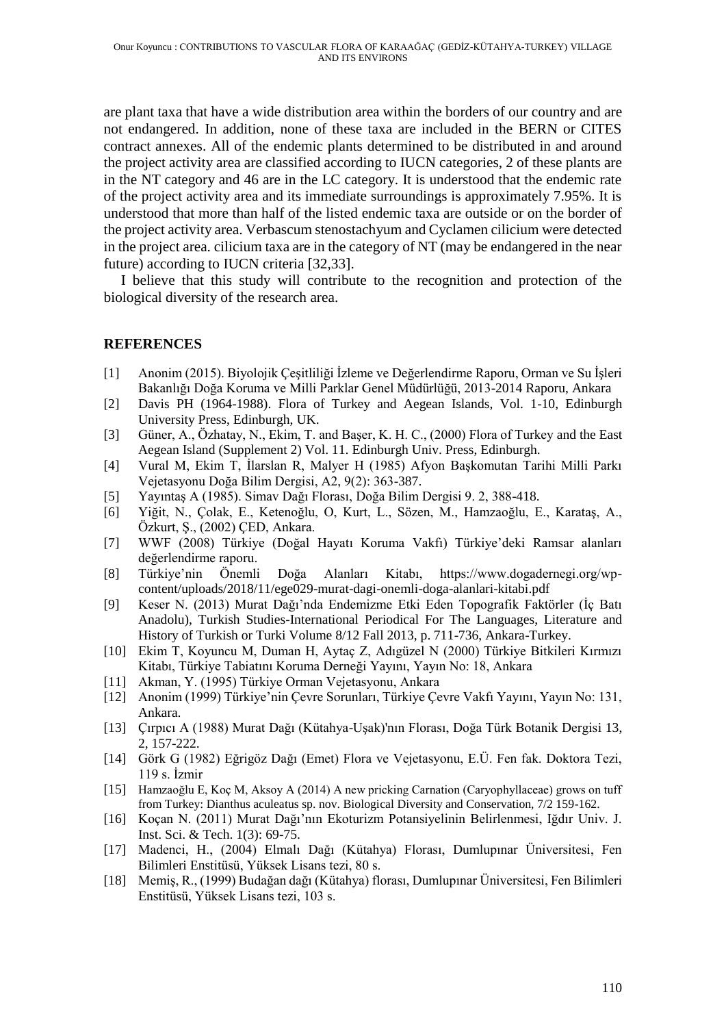are plant taxa that have a wide distribution area within the borders of our country and are not endangered. In addition, none of these taxa are included in the BERN or CITES contract annexes. All of the endemic plants determined to be distributed in and around the project activity area are classified according to IUCN categories, 2 of these plants are in the NT category and 46 are in the LC category. It is understood that the endemic rate of the project activity area and its immediate surroundings is approximately 7.95%. It is understood that more than half of the listed endemic taxa are outside or on the border of the project activity area. Verbascum stenostachyum and Cyclamen cilicium were detected in the project area. cilicium taxa are in the category of NT (may be endangered in the near future) according to IUCN criteria [32,33].

I believe that this study will contribute to the recognition and protection of the biological diversity of the research area.

## REFERENCES

[1] Anonim (2015). Biyolojik Çeşitliliği İzleme ve Değerlendirme Raporu, Orman ve Su İşleri Bakanlığı Doğa Koruma ve Milli Parklar Genel Müdürlüğü, 2013-2014 Raporu, Ankara

[2] Davis PH (1964-1988). Flora of Turkey and Aegean Islands, Vol. 1-10, Edinburgh University Press, Edinburgh, UK.

[3] Güner, A., Özhatay, N., Ekim, T. and Başer, K. H. C., (2000) Flora of Turkey and the East Aegean Island (Supplement 2) Vol. 11. Edinburgh Univ. Press, Edinburgh.

[4] Vural M, Ekim T, İlarslan R, Malyer H (1985) Afyon Başkomutan Tarihi Milli Parkı Vejetasyonu Doğa Bilim Dergisi, A2, 9(2): 363-387.

[5] Yayıntaş A (1985). Simav Dağı Florası, Doğa Bilim Dergisi 9. 2, 388-418.

[6] Yiğit, N., Çolak, E., Ketenoğlu, O, Kurt, L., Sözen, M., Hamzaoğlu, E., Karataş, A., Özkurt, Ş., (2002) ÇED, Ankara.

[7] WWF (2008) Türkiye (Doğal Hayatı Koruma Vakfı) Türkiye'deki Ramsar alanları değerlendirme raporu.

[8] Türkiye'nin Önemli Doğa Alanları Kitabı, https://www.dogadernegi.org/wp-content/uploads/2018/11/ege029-murat-dagi-onemli-doga-alanlari-kitabi.pdf

[9] Keser N. (2013) Murat Dağı'nda Endemizme Etki Eden Topografik Faktörler (İç Batı Anadolu), Turkish Studies-International Periodical For The Languages, Literature and History of Turkish or Turki Volume 8/12 Fall 2013, p. 711-736, Ankara-Turkey.

[10] Ekim T, Koyuncu M, Duman H, Aytaç Z, Adıgüzel N (2000) Türkiye Bitkileri Kırmızı Kitabı, Türkiye Tabiatını Koruma Derneği Yayını, Yayın No: 18, Ankara

[11] Akman, Y. (1995) Türkiye Orman Vejetasyonu, Ankara

[12] Anonim (1999) Türkiye'nin Çevre Sorunları, Türkiye Çevre Vakfı Yayını, Yayın No: 131, Ankara.

[13] Çırpıcı A (1988) Murat Dağı (Kütahya-Uşak)'nın Florası, Doğa Türk Botanik Dergisi 13, 2, 157-222.

[14] Görk G (1982) Eğrigöz Dağı (Emet) Flora ve Vejetasyonu, E.Ü. Fen fak. Doktora Tezi, 119 s. İzmir

[15] Hamzaoğlu E, Koç M, Aksoy A (2014) A new pricking Carnation (Caryophyllaceae) grows on tuff from Turkey: Dianthus aculeatus sp. nov. Biological Diversity and Conservation, 7/2 159-162.

[16] Koçan N. (2011) Murat Dağı'nın Ekoturizm Potansiyelinin Belirlenmesi, Iğdır Univ. J. Inst. Sci. & Tech. 1(3): 69-75.

[17] Madenci, H., (2004) Elmalı Dağı (Kütahya) Florası, Dumlupınar Üniversitesi, Fen Bilimleri Enstitüsü, Yüksek Lisans tezi, 80 s.

[18] Memiş, R., (1999) Budağan dağı (Kütahya) florası, Dumlupınar Üniversitesi, Fen Bilimleri Enstitüsü, Yüksek Lisans tezi, 103 s.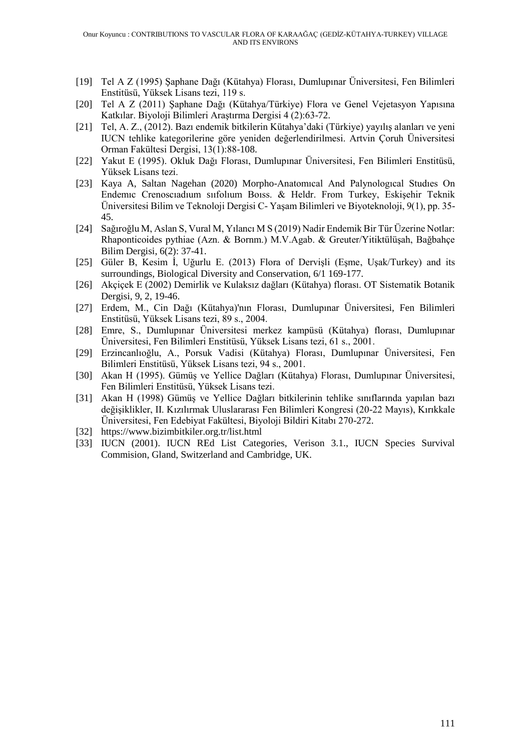[19] Tel A Z (1995) Şaphane Dağı (Kütahya) Florası, Dumlupınar Üniversitesi, Fen Bilimleri Enstitüsü, Yüksek Lisans tezi, 119 s.

[20] Tel A Z (2011) Şaphane Dağı (Kütahya/Türkiye) Flora ve Genel Vejetasyon Yapısına Katkılar. Biyoloji Bilimleri Araştırma Dergisi 4 (2):63-72.

[21] Tel, A. Z., (2012). Bazı endemik bitkilerin Kütahya'daki (Türkiye) yayılış alanları ve yeni IUCN tehlike kategorilerine göre yeniden değerlendirilmesi. Artvin Çoruh Üniversitesi Orman Fakültesi Dergisi, 13(1):88-108.

[22] Yakut E (1995). Okluk Dağı Florası, Dumlupınar Üniversitesi, Fen Bilimleri Enstitüsü, Yüksek Lisans tezi.

[23] Kaya A, Saltan Nagehan (2020) Morpho-Anatomıcal And Palynologıcal Studıes On Endemıc Crenoscıadıum sııfolıum Boıss. & Heldr. From Turkey, Eskişehir Teknik Üniversitesi Bilim ve Teknoloji Dergisi C- Yaşam Bilimleri ve Biyoteknoloji, 9(1), pp. 35-45.

[24] Sağıroğlu M, Aslan S, Vural M, Yılancı M S (2019) Nadir Endemik Bir Tür Üzerine Notlar: Rhaponticoides pythiae (Azn. & Bornm.) M.V.Agab. & Greuter/Yitiktülüşah, Bağbahçe Bilim Dergisi, 6(2): 37-41.

[25] Güler B, Kesim İ, Uğurlu E. (2013) Flora of Dervişli (Eşme, Uşak/Turkey) and its surroundings, Biological Diversity and Conservation, 6/1 169-177.

[26] Akçiçek E (2002) Demirlik ve Kulaksız dağları (Kütahya) florası. OT Sistematik Botanik Dergisi, 9, 2, 19-46.

[27] Erdem, M., Cin Dağı (Kütahya)'nın Florası, Dumlupınar Üniversitesi, Fen Bilimleri Enstitüsü, Yüksek Lisans tezi, 89 s., 2004.

[28] Emre, S., Dumlupınar Üniversitesi merkez kampüsü (Kütahya) florası, Dumlupınar Üniversitesi, Fen Bilimleri Enstitüsü, Yüksek Lisans tezi, 61 s., 2001.

[29] Erzincanlıoğlu, A., Porsuk Vadisi (Kütahya) Florası, Dumlupınar Üniversitesi, Fen Bilimleri Enstitüsü, Yüksek Lisans tezi, 94 s., 2001.

[30] Akan H (1995). Gümüş ve Yellice Dağları (Kütahya) Florası, Dumlupınar Üniversitesi, Fen Bilimleri Enstitüsü, Yüksek Lisans tezi.

[31] Akan H (1998) Gümüş ve Yellice Dağları bitkilerinin tehlike sınıflarında yapılan bazı değişiklikler, II. Kızılırmak Uluslararası Fen Bilimleri Kongresi (20-22 Mayıs), Kırıkkale Üniversitesi, Fen Edebiyat Fakültesi, Biyoloji Bildiri Kitabı 270-272.

[32] https://www.bizimbitkiler.org.tr/list.html

[33] IUCN (2001). IUCN REd List Categories, Verison 3.1., IUCN Species Survival Commision, Gland, Switzerland and Cambridge, UK.